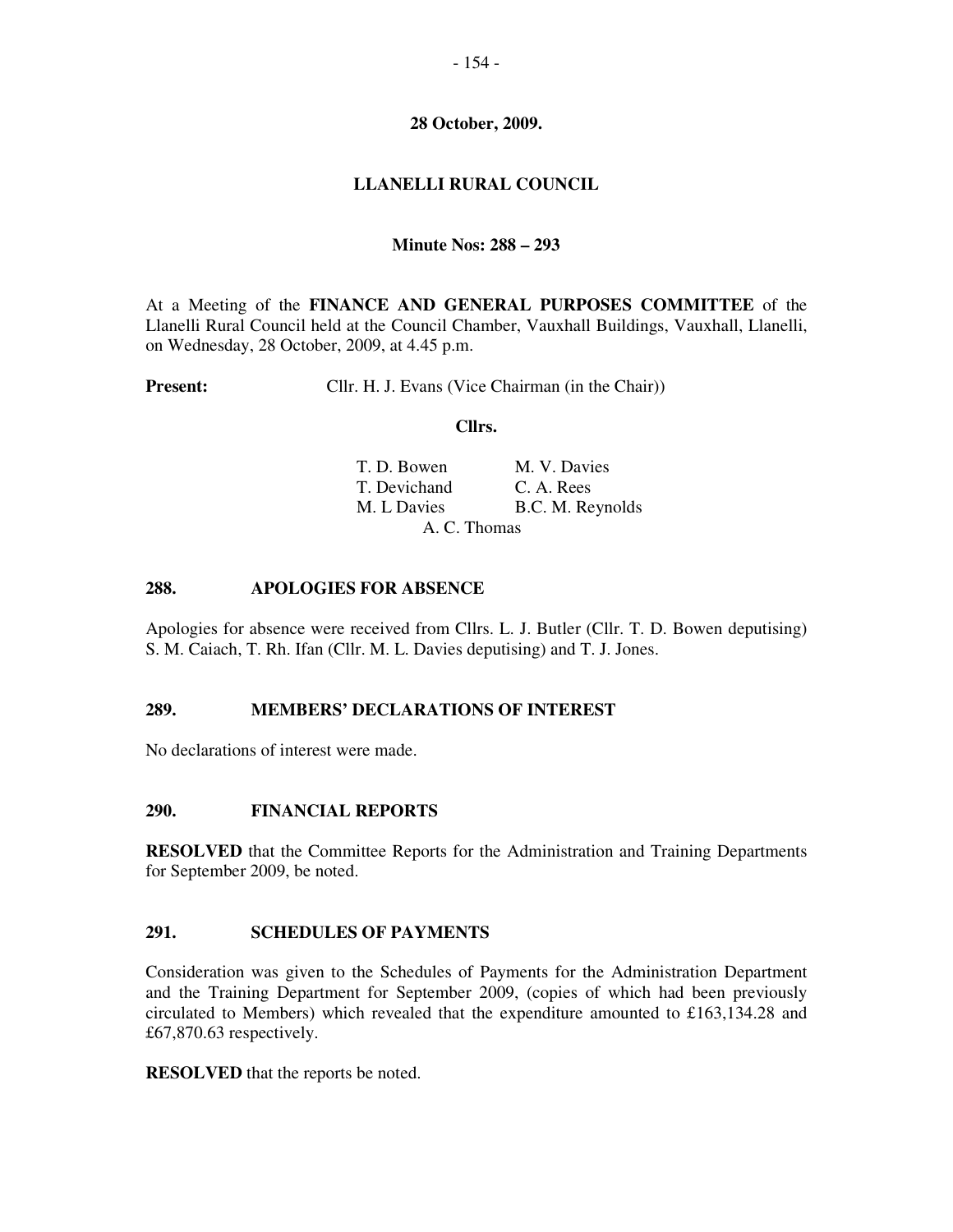**28 October, 2009.**

# LLANELLI RURAL COUNCIL

**Minute Nos: 288 – 293**

At a Meeting of the **FINANCE AND GENERAL PURPOSES COMMITTEE** of the Llanelli Rural Council held at the Council Chamber, Vauxhall Buildings, Vauxhall, Llanelli, on Wednesday, 28 October, 2009, at 4.45 p.m.

**Present:** Cllr. H. J. Evans (Vice Chairman (in the Chair))

**Cllrs.**

T. D. Bowen M. V. Davies
T. Devichand C. A. Rees
M. L Davies B.C. M. Reynolds
A. C. Thomas

## 288. APOLOGIES FOR ABSENCE

Apologies for absence were received from Cllrs. L. J. Butler (Cllr. T. D. Bowen deputising) S. M. Caiach, T. Rh. Ifan (Cllr. M. L. Davies deputising) and T. J. Jones.

## 289. MEMBERS' DECLARATIONS OF INTEREST

No declarations of interest were made.

## 290. FINANCIAL REPORTS

**RESOLVED** that the Committee Reports for the Administration and Training Departments for September 2009, be noted.

## 291. SCHEDULES OF PAYMENTS

Consideration was given to the Schedules of Payments for the Administration Department and the Training Department for September 2009, (copies of which had been previously circulated to Members) which revealed that the expenditure amounted to £163,134.28 and £67,870.63 respectively.

**RESOLVED** that the reports be noted.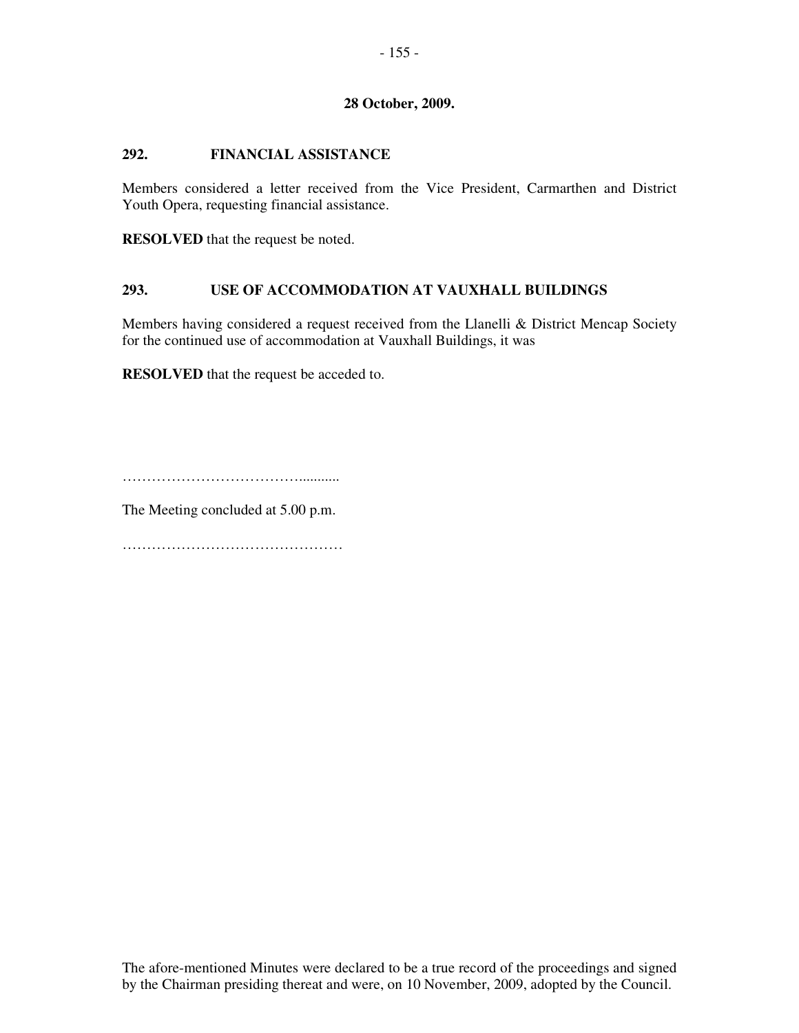**28 October, 2009.**

**292. FINANCIAL ASSISTANCE**

Members considered a letter received from the Vice President, Carmarthen and District Youth Opera, requesting financial assistance.

**RESOLVED** that the request be noted.

**293. USE OF ACCOMMODATION AT VAUXHALL BUILDINGS**

Members having considered a request received from the Llanelli & District Mencap Society for the continued use of accommodation at Vauxhall Buildings, it was

**RESOLVED** that the request be acceded to.

………………………………..........

The Meeting concluded at 5.00 p.m.

………………………………………

The afore-mentioned Minutes were declared to be a true record of the proceedings and signed by the Chairman presiding thereat and were, on 10 November, 2009, adopted by the Council.